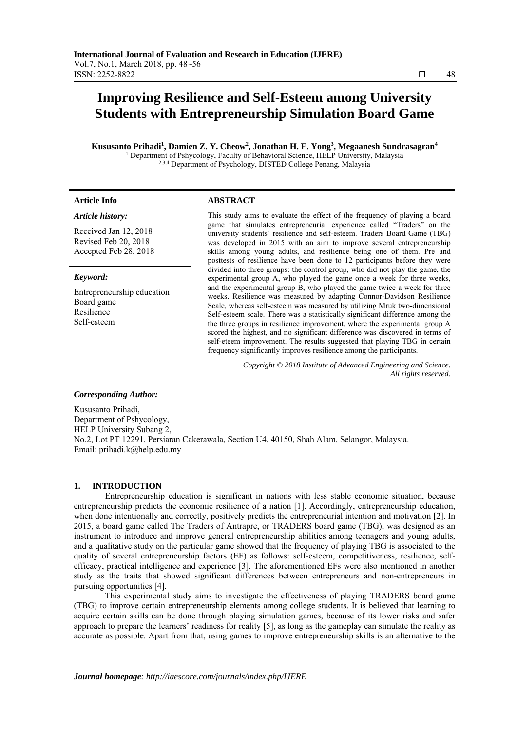# Improving Resilience and Self-Esteem among University Students with Entrepreneurship Simulation Board Game

**Kususanto Prihadi[1], Damien Z. Y. Cheow[2], Jonathan H. E. Yong[3], Megaanesh Sundrasagran[4]**

[1] Department of Pshycology, Faculty of Behavioral Science, HELP University, Malaysia
[2,3,4] Department of Psychology, DISTED College Penang, Malaysia

| **Article Info** | **ABSTRACT** |
|---|---|
| ***Article history:***<br>Received Jan 12, 2018<br>Revised Feb 20, 2018<br>Accepted Feb 28, 2018<br><br>***Keyword:***<br>Entrepreneurship education<br>Board game<br>Resilience<br>Self-esteem | This study aims to evaluate the effect of the frequency of playing a board game that simulates entrepreneurial experience called "Traders" on the university students' resilience and self-esteem. Traders Board Game (TBG) was developed in 2015 with an aim to improve several entrepreneurship skills among young adults, and resilience being one of them. Pre and posttests of resilience have been done to 12 participants before they were divided into three groups: the control group, who did not play the game, the experimental group A, who played the game once a week for three weeks, and the experimental group B, who played the game twice a week for three weeks. Resilience was measured by adapting Connor-Davidson Resilience Scale, whereas self-esteem was measured by utilizing Mruk two-dimensional Self-esteem scale. There was a statistically significant difference among the the three groups in resilience improvement, where the experimental group A scored the highest, and no significant difference was discovered in terms of self-eteem improvement. The results suggested that playing TBG in certain frequency significantly improves resilience among the participants.<br><br>*Copyright © 2018 Institute of Advanced Engineering and Science. All rights reserved.* |

***Corresponding Author:***

Kususanto Prihadi,
Department of Pshycology,
HELP University Subang 2,
No.2, Lot PT 12291, Persiaran Cakerawala, Section U4, 40150, Shah Alam, Selangor, Malaysia.
Email: prihadi.k@help.edu.my

## 1. INTRODUCTION

Entrepreneurship education is significant in nations with less stable economic situation, because entrepreneurship predicts the economic resilience of a nation [1]. Accordingly, entrepreneurship education, when done intentionally and correctly, positively predicts the entrepreneurial intention and motivation [2]. In 2015, a board game called The Traders of Antrapre, or TRADERS board game (TBG), was designed as an instrument to introduce and improve general entrepreneurship abilities among teenagers and young adults, and a qualitative study on the particular game showed that the frequency of playing TBG is associated to the quality of several entrepreneurship factors (EF) as follows: self-esteem, competitiveness, resilience, self-efficacy, practical intelligence and experience [3]. The aforementioned EFs were also mentioned in another study as the traits that showed significant differences between entrepreneurs and non-entrepreneurs in pursuing opportunities [4].

This experimental study aims to investigate the effectiveness of playing TRADERS board game (TBG) to improve certain entrepreneurship elements among college students. It is believed that learning to acquire certain skills can be done through playing simulation games, because of its lower risks and safer approach to prepare the learners' readiness for reality [5], as long as the gameplay can simulate the reality as accurate as possible. Apart from that, using games to improve entrepreneurship skills is an alternative to the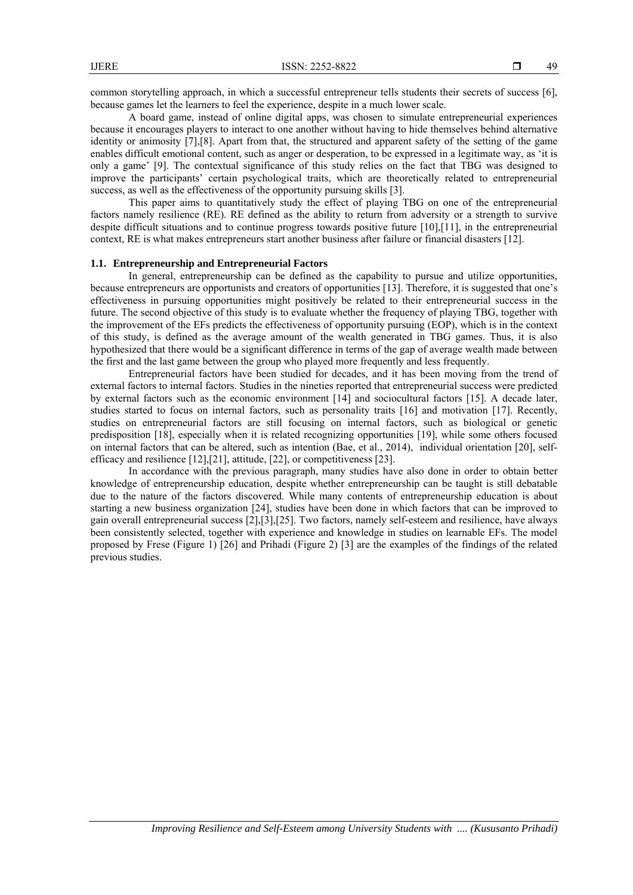common storytelling approach, in which a successful entrepreneur tells students their secrets of success [6], because games let the learners to feel the experience, despite in a much lower scale.

A board game, instead of online digital apps, was chosen to simulate entrepreneurial experiences because it encourages players to interact to one another without having to hide themselves behind alternative identity or animosity [7],[8]. Apart from that, the structured and apparent safety of the setting of the game enables difficult emotional content, such as anger or desperation, to be expressed in a legitimate way, as 'it is only a game' [9]. The contextual significance of this study relies on the fact that TBG was designed to improve the participants' certain psychological traits, which are theoretically related to entrepreneurial success, as well as the effectiveness of the opportunity pursuing skills [3].

This paper aims to quantitatively study the effect of playing TBG on one of the entrepreneurial factors namely resilience (RE). RE defined as the ability to return from adversity or a strength to survive despite difficult situations and to continue progress towards positive future [10],[11], in the entrepreneurial context, RE is what makes entrepreneurs start another business after failure or financial disasters [12].

### 1.1. Entrepreneurship and Entrepreneurial Factors

In general, entrepreneurship can be defined as the capability to pursue and utilize opportunities, because entrepreneurs are opportunists and creators of opportunities [13]. Therefore, it is suggested that one's effectiveness in pursuing opportunities might positively be related to their entrepreneurial success in the future. The second objective of this study is to evaluate whether the frequency of playing TBG, together with the improvement of the EFs predicts the effectiveness of opportunity pursuing (EOP), which is in the context of this study, is defined as the average amount of the wealth generated in TBG games. Thus, it is also hypothesized that there would be a significant difference in terms of the gap of average wealth made between the first and the last game between the group who played more frequently and less frequently.

Entrepreneurial factors have been studied for decades, and it has been moving from the trend of external factors to internal factors. Studies in the nineties reported that entrepreneurial success were predicted by external factors such as the economic environment [14] and sociocultural factors [15]. A decade later, studies started to focus on internal factors, such as personality traits [16] and motivation [17]. Recently, studies on entrepreneurial factors are still focusing on internal factors, such as biological or genetic predisposition [18], especially when it is related recognizing opportunities [19], while some others focused on internal factors that can be altered, such as intention (Bae, et al., 2014), individual orientation [20], self-efficacy and resilience [12],[21], attitude, [22], or competitiveness [23].

In accordance with the previous paragraph, many studies have also done in order to obtain better knowledge of entrepreneurship education, despite whether entrepreneurship can be taught is still debatable due to the nature of the factors discovered. While many contents of entrepreneurship education is about starting a new business organization [24], studies have been done in which factors that can be improved to gain overall entrepreneurial success [2],[3],[25]. Two factors, namely self-esteem and resilience, have always been consistently selected, together with experience and knowledge in studies on learnable EFs. The model proposed by Frese (Figure 1) [26] and Prihadi (Figure 2) [3] are the examples of the findings of the related previous studies.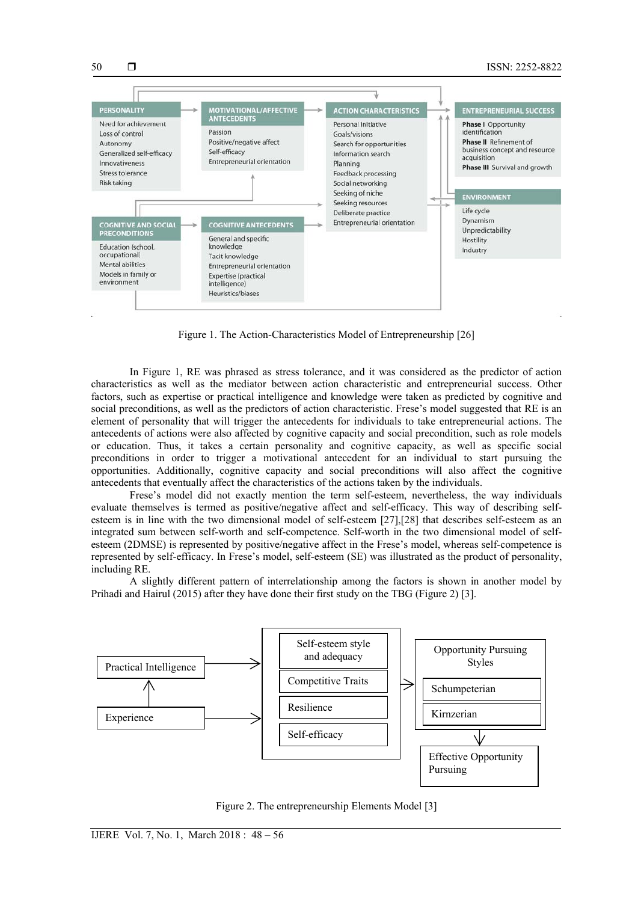Figure 1. The Action-Characteristics Model of Entrepreneurship [26]

In Figure 1, RE was phrased as stress tolerance, and it was considered as the predictor of action characteristics as well as the mediator between action characteristic and entrepreneurial success. Other factors, such as expertise or practical intelligence and knowledge were taken as predicted by cognitive and social preconditions, as well as the predictors of action characteristic. Frese's model suggested that RE is an element of personality that will trigger the antecedents for individuals to take entrepreneurial actions. The antecedents of actions were also affected by cognitive capacity and social precondition, such as role models or education. Thus, it takes a certain personality and cognitive capacity, as well as specific social preconditions in order to trigger a motivational antecedent for an individual to start pursuing the opportunities. Additionally, cognitive capacity and social preconditions will also affect the cognitive antecedents that eventually affect the characteristics of the actions taken by the individuals.

Frese's model did not exactly mention the term self-esteem, nevertheless, the way individuals evaluate themselves is termed as positive/negative affect and self-efficacy. This way of describing self-esteem is in line with the two dimensional model of self-esteem [27],[28] that describes self-esteem as an integrated sum between self-worth and self-competence. Self-worth in the two dimensional model of self-esteem (2DMSE) is represented by positive/negative affect in the Frese's model, whereas self-competence is represented by self-efficacy. In Frese's model, self-esteem (SE) was illustrated as the product of personality, including RE.

A slightly different pattern of interrelationship among the factors is shown in another model by Prihadi and Hairul (2015) after they have done their first study on the TBG (Figure 2) [3].

Figure 2. The entrepreneurship Elements Model [3]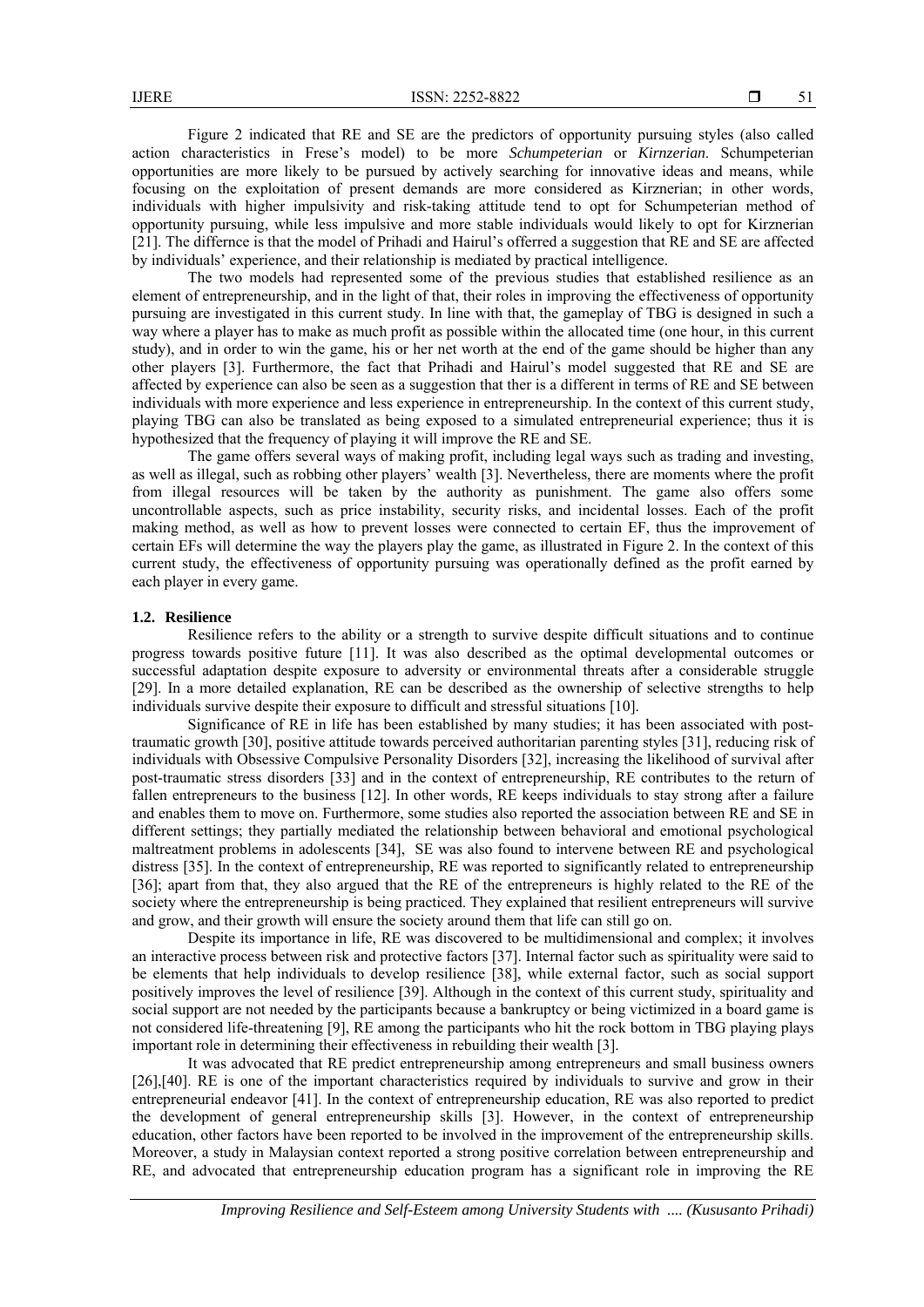Figure 2 indicated that RE and SE are the predictors of opportunity pursuing styles (also called action characteristics in Frese's model) to be more *Schumpeterian* or *Kirnzerian*. Schumpeterian opportunities are more likely to be pursued by actively searching for innovative ideas and means, while focusing on the exploitation of present demands are more considered as Kirznerian; in other words, individuals with higher impulsivity and risk-taking attitude tend to opt for Schumpeterian method of opportunity pursuing, while less impulsive and more stable individuals would likely to opt for Kirznerian [21]. The differnce is that the model of Prihadi and Hairul's offerred a suggestion that RE and SE are affected by individuals' experience, and their relationship is mediated by practical intelligence.

The two models had represented some of the previous studies that established resilience as an element of entrepreneurship, and in the light of that, their roles in improving the effectiveness of opportunity pursuing are investigated in this current study. In line with that, the gameplay of TBG is designed in such a way where a player has to make as much profit as possible within the allocated time (one hour, in this current study), and in order to win the game, his or her net worth at the end of the game should be higher than any other players [3]. Furthermore, the fact that Prihadi and Hairul's model suggested that RE and SE are affected by experience can also be seen as a suggestion that ther is a different in terms of RE and SE between individuals with more experience and less experience in entrepreneurship. In the context of this current study, playing TBG can also be translated as being exposed to a simulated entrepreneurial experience; thus it is hypothesized that the frequency of playing it will improve the RE and SE.

The game offers several ways of making profit, including legal ways such as trading and investing, as well as illegal, such as robbing other players' wealth [3]. Nevertheless, there are moments where the profit from illegal resources will be taken by the authority as punishment. The game also offers some uncontrollable aspects, such as price instability, security risks, and incidental losses. Each of the profit making method, as well as how to prevent losses were connected to certain EF, thus the improvement of certain EFs will determine the way the players play the game, as illustrated in Figure 2. In the context of this current study, the effectiveness of opportunity pursuing was operationally defined as the profit earned by each player in every game.

### 1.2. Resilience

Resilience refers to the ability or a strength to survive despite difficult situations and to continue progress towards positive future [11]. It was also described as the optimal developmental outcomes or successful adaptation despite exposure to adversity or environmental threats after a considerable struggle [29]. In a more detailed explanation, RE can be described as the ownership of selective strengths to help individuals survive despite their exposure to difficult and stressful situations [10].

Significance of RE in life has been established by many studies; it has been associated with post-traumatic growth [30], positive attitude towards perceived authoritarian parenting styles [31], reducing risk of individuals with Obsessive Compulsive Personality Disorders [32], increasing the likelihood of survival after post-traumatic stress disorders [33] and in the context of entrepreneurship, RE contributes to the return of fallen entrepreneurs to the business [12]. In other words, RE keeps individuals to stay strong after a failure and enables them to move on. Furthermore, some studies also reported the association between RE and SE in different settings; they partially mediated the relationship between behavioral and emotional psychological maltreatment problems in adolescents [34], SE was also found to intervene between RE and psychological distress [35]. In the context of entrepreneurship, RE was reported to significantly related to entrepreneurship [36]; apart from that, they also argued that the RE of the entrepreneurs is highly related to the RE of the society where the entrepreneurship is being practiced. They explained that resilient entrepreneurs will survive and grow, and their growth will ensure the society around them that life can still go on.

Despite its importance in life, RE was discovered to be multidimensional and complex; it involves an interactive process between risk and protective factors [37]. Internal factor such as spirituality were said to be elements that help individuals to develop resilience [38], while external factor, such as social support positively improves the level of resilience [39]. Although in the context of this current study, spirituality and social support are not needed by the participants because a bankruptcy or being victimized in a board game is not considered life-threatening [9], RE among the participants who hit the rock bottom in TBG playing plays important role in determining their effectiveness in rebuilding their wealth [3].

It was advocated that RE predict entrepreneurship among entrepreneurs and small business owners [26],[40]. RE is one of the important characteristics required by individuals to survive and grow in their entrepreneurial endeavor [41]. In the context of entrepreneurship education, RE was also reported to predict the development of general entrepreneurship skills [3]. However, in the context of entrepreneurship education, other factors have been reported to be involved in the improvement of the entrepreneurship skills. Moreover, a study in Malaysian context reported a strong positive correlation between entrepreneurship and RE, and advocated that entrepreneurship education program has a significant role in improving the RE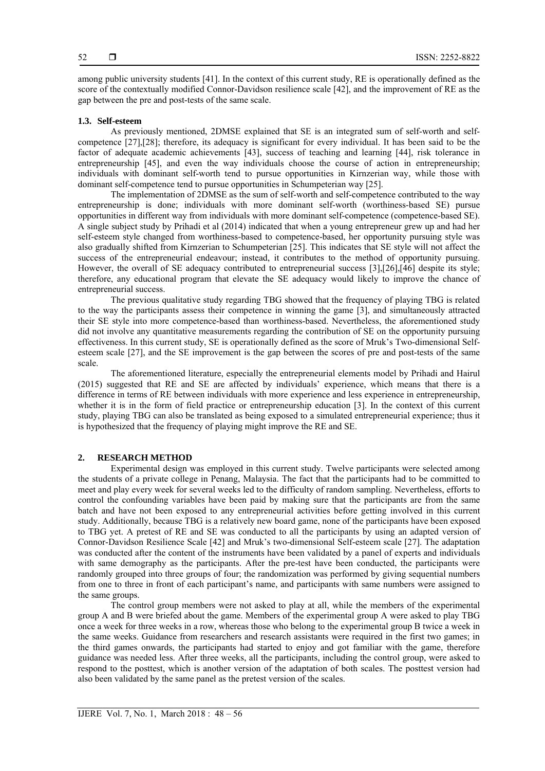among public university students [41]. In the context of this current study, RE is operationally defined as the score of the contextually modified Connor-Davidson resilience scale [42], and the improvement of RE as the gap between the pre and post-tests of the same scale.

### 1.3. Self-esteem

As previously mentioned, 2DMSE explained that SE is an integrated sum of self-worth and self-competence [27],[28]; therefore, its adequacy is significant for every individual. It has been said to be the factor of adequate academic achievements [43], success of teaching and learning [44], risk tolerance in entrepreneurship [45], and even the way individuals choose the course of action in entrepreneurship; individuals with dominant self-worth tend to pursue opportunities in Kirnzerian way, while those with dominant self-competence tend to pursue opportunities in Schumpeterian way [25].

The implementation of 2DMSE as the sum of self-worth and self-competence contributed to the way entrepreneurship is done; individuals with more dominant self-worth (worthiness-based SE) pursue opportunities in different way from individuals with more dominant self-competence (competence-based SE). A single subject study by Prihadi et al (2014) indicated that when a young entrepreneur grew up and had her self-esteem style changed from worthiness-based to competence-based, her opportunity pursuing style was also gradually shifted from Kirnzerian to Schumpeterian [25]. This indicates that SE style will not affect the success of the entrepreneurial endeavour; instead, it contributes to the method of opportunity pursuing. However, the overall of SE adequacy contributed to entrepreneurial success [3],[26],[46] despite its style; therefore, any educational program that elevate the SE adequacy would likely to improve the chance of entrepreneurial success.

The previous qualitative study regarding TBG showed that the frequency of playing TBG is related to the way the participants assess their competence in winning the game [3], and simultaneously attracted their SE style into more competence-based than worthiness-based. Nevertheless, the aforementioned study did not involve any quantitative measurements regarding the contribution of SE on the opportunity pursuing effectiveness. In this current study, SE is operationally defined as the score of Mruk's Two-dimensional Self-esteem scale [27], and the SE improvement is the gap between the scores of pre and post-tests of the same scale.

The aforementioned literature, especially the entrepreneurial elements model by Prihadi and Hairul (2015) suggested that RE and SE are affected by individuals' experience, which means that there is a difference in terms of RE between individuals with more experience and less experience in entrepreneurship, whether it is in the form of field practice or entrepreneurship education [3]. In the context of this current study, playing TBG can also be translated as being exposed to a simulated entrepreneurial experience; thus it is hypothesized that the frequency of playing might improve the RE and SE.

## 2. RESEARCH METHOD

Experimental design was employed in this current study. Twelve participants were selected among the students of a private college in Penang, Malaysia. The fact that the participants had to be committed to meet and play every week for several weeks led to the difficulty of random sampling. Nevertheless, efforts to control the confounding variables have been paid by making sure that the participants are from the same batch and have not been exposed to any entrepreneurial activities before getting involved in this current study. Additionally, because TBG is a relatively new board game, none of the participants have been exposed to TBG yet. A pretest of RE and SE was conducted to all the participants by using an adapted version of Connor-Davidson Resilience Scale [42] and Mruk's two-dimensional Self-esteem scale [27]. The adaptation was conducted after the content of the instruments have been validated by a panel of experts and individuals with same demography as the participants. After the pre-test have been conducted, the participants were randomly grouped into three groups of four; the randomization was performed by giving sequential numbers from one to three in front of each participant's name, and participants with same numbers were assigned to the same groups.

The control group members were not asked to play at all, while the members of the experimental group A and B were briefed about the game. Members of the experimental group A were asked to play TBG once a week for three weeks in a row, whereas those who belong to the experimental group B twice a week in the same weeks. Guidance from researchers and research assistants were required in the first two games; in the third games onwards, the participants had started to enjoy and got familiar with the game, therefore guidance was needed less. After three weeks, all the participants, including the control group, were asked to respond to the posttest, which is another version of the adaptation of both scales. The posttest version had also been validated by the same panel as the pretest version of the scales.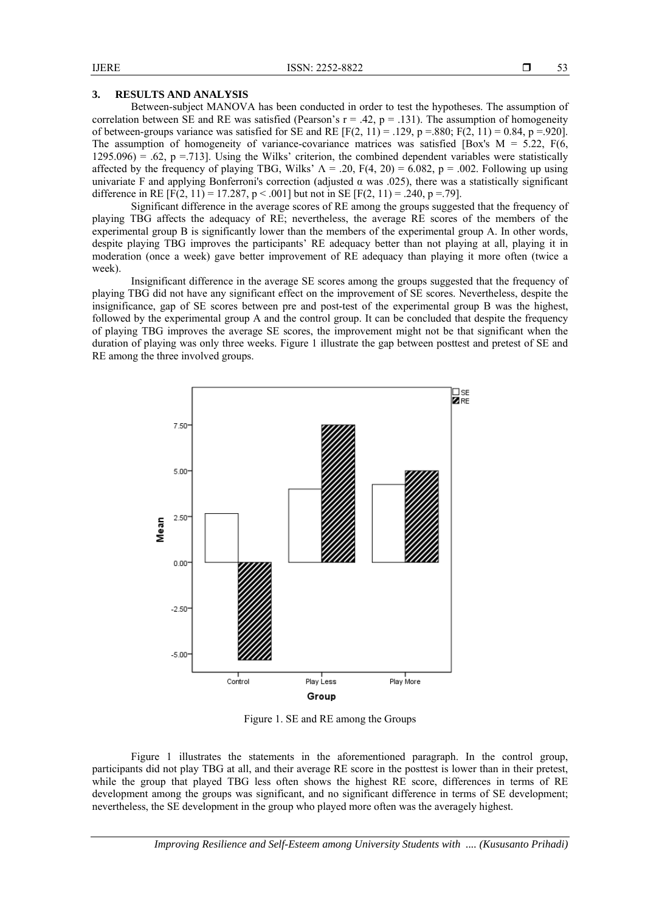## 3. RESULTS AND ANALYSIS

Between-subject MANOVA has been conducted in order to test the hypotheses. The assumption of correlation between SE and RE was satisfied (Pearson's $r = .42$, $p = .131$). The assumption of homogeneity of between-groups variance was satisfied for SE and RE [$F(2, 11) = .129$, $p = .880$; $F(2, 11) = 0.84$, $p = .920$]. The assumption of homogeneity of variance-covariance matrices was satisfied [Box's $M = 5.22$, $F(6, 1295.096) = .62$, $p = .713$]. Using the Wilks' criterion, the combined dependent variables were statistically affected by the frequency of playing TBG, Wilks' $\Lambda = .20$, $F(4, 20) = 6.082$, $p = .002$. Following up using univariate F and applying Bonferroni's correction (adjusted $\alpha$ was .025), there was a statistically significant difference in RE [$F(2, 11) = 17.287$, $p < .001$] but not in SE [$F(2, 11) = .240$, $p = .79$].

Significant difference in the average scores of RE among the groups suggested that the frequency of playing TBG affects the adequacy of RE; nevertheless, the average RE scores of the members of the experimental group B is significantly lower than the members of the experimental group A. In other words, despite playing TBG improves the participants' RE adequacy better than not playing at all, playing it in moderation (once a week) gave better improvement of RE adequacy than playing it more often (twice a week).

Insignificant difference in the average SE scores among the groups suggested that the frequency of playing TBG did not have any significant effect on the improvement of SE scores. Nevertheless, despite the insignificance, gap of SE scores between pre and post-test of the experimental group B was the highest, followed by the experimental group A and the control group. It can be concluded that despite the frequency of playing TBG improves the average SE scores, the improvement might not be that significant when the duration of playing was only three weeks. Figure 1 illustrate the gap between posttest and pretest of SE and RE among the three involved groups.

Figure 1. SE and RE among the Groups

Figure 1 illustrates the statements in the aforementioned paragraph. In the control group, participants did not play TBG at all, and their average RE score in the posttest is lower than in their pretest, while the group that played TBG less often shows the highest RE score, differences in terms of RE development among the groups was significant, and no significant difference in terms of SE development; nevertheless, the SE development in the group who played more often was the averagely highest.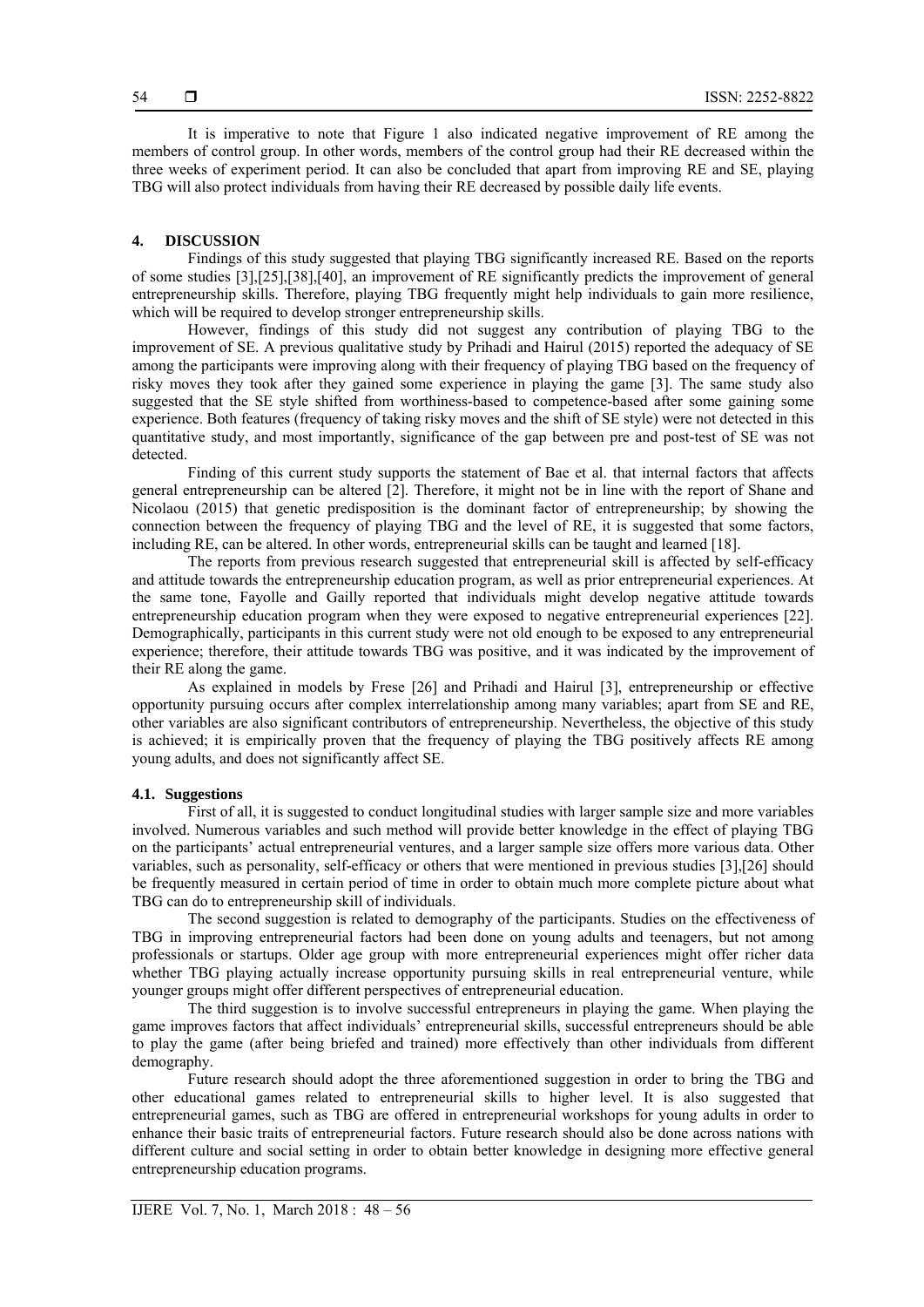It is imperative to note that Figure 1 also indicated negative improvement of RE among the members of control group. In other words, members of the control group had their RE decreased within the three weeks of experiment period. It can also be concluded that apart from improving RE and SE, playing TBG will also protect individuals from having their RE decreased by possible daily life events.

## 4. DISCUSSION

Findings of this study suggested that playing TBG significantly increased RE. Based on the reports of some studies [3],[25],[38],[40], an improvement of RE significantly predicts the improvement of general entrepreneurship skills. Therefore, playing TBG frequently might help individuals to gain more resilience, which will be required to develop stronger entrepreneurship skills.

However, findings of this study did not suggest any contribution of playing TBG to the improvement of SE. A previous qualitative study by Prihadi and Hairul (2015) reported the adequacy of SE among the participants were improving along with their frequency of playing TBG based on the frequency of risky moves they took after they gained some experience in playing the game [3]. The same study also suggested that the SE style shifted from worthiness-based to competence-based after some gaining some experience. Both features (frequency of taking risky moves and the shift of SE style) were not detected in this quantitative study, and most importantly, significance of the gap between pre and post-test of SE was not detected.

Finding of this current study supports the statement of Bae et al. that internal factors that affects general entrepreneurship can be altered [2]. Therefore, it might not be in line with the report of Shane and Nicolaou (2015) that genetic predisposition is the dominant factor of entrepreneurship; by showing the connection between the frequency of playing TBG and the level of RE, it is suggested that some factors, including RE, can be altered. In other words, entrepreneurial skills can be taught and learned [18].

The reports from previous research suggested that entrepreneurial skill is affected by self-efficacy and attitude towards the entrepreneurship education program, as well as prior entrepreneurial experiences. At the same tone, Fayolle and Gailly reported that individuals might develop negative attitude towards entrepreneurship education program when they were exposed to negative entrepreneurial experiences [22]. Demographically, participants in this current study were not old enough to be exposed to any entrepreneurial experience; therefore, their attitude towards TBG was positive, and it was indicated by the improvement of their RE along the game.

As explained in models by Frese [26] and Prihadi and Hairul [3], entrepreneurship or effective opportunity pursuing occurs after complex interrelationship among many variables; apart from SE and RE, other variables are also significant contributors of entrepreneurship. Nevertheless, the objective of this study is achieved; it is empirically proven that the frequency of playing the TBG positively affects RE among young adults, and does not significantly affect SE.

### 4.1. Suggestions

First of all, it is suggested to conduct longitudinal studies with larger sample size and more variables involved. Numerous variables and such method will provide better knowledge in the effect of playing TBG on the participants' actual entrepreneurial ventures, and a larger sample size offers more various data. Other variables, such as personality, self-efficacy or others that were mentioned in previous studies [3],[26] should be frequently measured in certain period of time in order to obtain much more complete picture about what TBG can do to entrepreneurship skill of individuals.

The second suggestion is related to demography of the participants. Studies on the effectiveness of TBG in improving entrepreneurial factors had been done on young adults and teenagers, but not among professionals or startups. Older age group with more entrepreneurial experiences might offer richer data whether TBG playing actually increase opportunity pursuing skills in real entrepreneurial venture, while younger groups might offer different perspectives of entrepreneurial education.

The third suggestion is to involve successful entrepreneurs in playing the game. When playing the game improves factors that affect individuals' entrepreneurial skills, successful entrepreneurs should be able to play the game (after being briefed and trained) more effectively than other individuals from different demography.

Future research should adopt the three aforementioned suggestion in order to bring the TBG and other educational games related to entrepreneurial skills to higher level. It is also suggested that entrepreneurial games, such as TBG are offered in entrepreneurial workshops for young adults in order to enhance their basic traits of entrepreneurial factors. Future research should also be done across nations with different culture and social setting in order to obtain better knowledge in designing more effective general entrepreneurship education programs.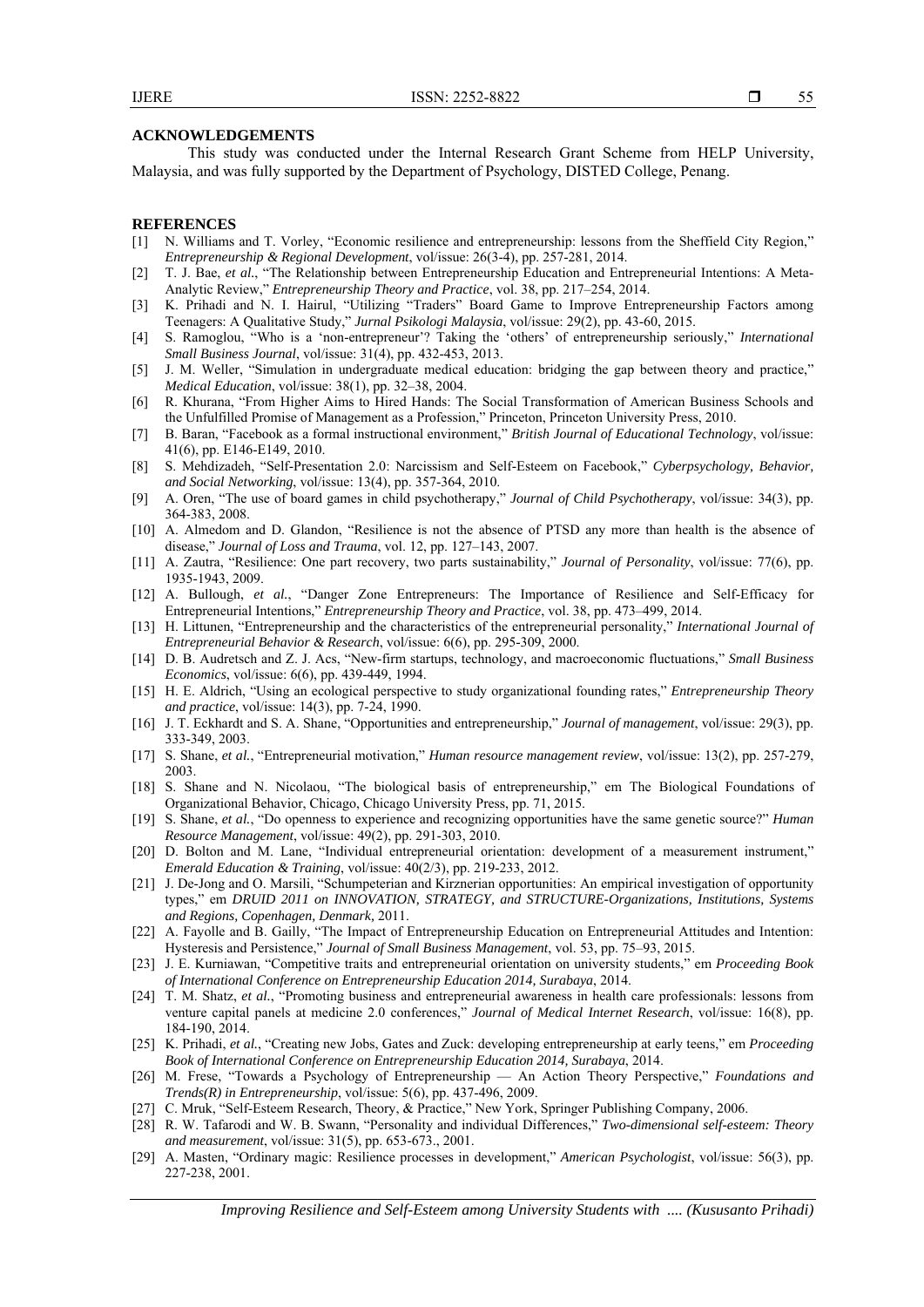## ACKNOWLEDGEMENTS

This study was conducted under the Internal Research Grant Scheme from HELP University, Malaysia, and was fully supported by the Department of Psychology, DISTED College, Penang.

## REFERENCES

[1] N. Williams and T. Vorley, "Economic resilience and entrepreneurship: lessons from the Sheffield City Region," *Entrepreneurship & Regional Development*, vol/issue: 26(3-4), pp. 257-281, 2014.

[2] T. J. Bae, *et al.*, "The Relationship between Entrepreneurship Education and Entrepreneurial Intentions: A Meta-Analytic Review," *Entrepreneurship Theory and Practice*, vol. 38, pp. 217–254, 2014.

[3] K. Prihadi and N. I. Hairul, "Utilizing "Traders" Board Game to Improve Entrepreneurship Factors among Teenagers: A Qualitative Study," *Jurnal Psikologi Malaysia*, vol/issue: 29(2), pp. 43-60, 2015.

[4] S. Ramoglou, "Who is a 'non-entrepreneur'? Taking the 'others' of entrepreneurship seriously," *International Small Business Journal*, vol/issue: 31(4), pp. 432-453, 2013.

[5] J. M. Weller, "Simulation in undergraduate medical education: bridging the gap between theory and practice," *Medical Education*, vol/issue: 38(1), pp. 32–38, 2004.

[6] R. Khurana, "From Higher Aims to Hired Hands: The Social Transformation of American Business Schools and the Unfulfilled Promise of Management as a Profession," Princeton, Princeton University Press, 2010.

[7] B. Baran, "Facebook as a formal instructional environment," *British Journal of Educational Technology*, vol/issue: 41(6), pp. E146-E149, 2010.

[8] S. Mehdizadeh, "Self-Presentation 2.0: Narcissism and Self-Esteem on Facebook," *Cyberpsychology, Behavior, and Social Networking*, vol/issue: 13(4), pp. 357-364, 2010.

[9] A. Oren, "The use of board games in child psychotherapy," *Journal of Child Psychotherapy*, vol/issue: 34(3), pp. 364-383, 2008.

[10] A. Almedom and D. Glandon, "Resilience is not the absence of PTSD any more than health is the absence of disease," *Journal of Loss and Trauma*, vol. 12, pp. 127–143, 2007.

[11] A. Zautra, "Resilience: One part recovery, two parts sustainability," *Journal of Personality*, vol/issue: 77(6), pp. 1935-1943, 2009.

[12] A. Bullough, *et al.*, "Danger Zone Entrepreneurs: The Importance of Resilience and Self-Efficacy for Entrepreneurial Intentions," *Entrepreneurship Theory and Practice*, vol. 38, pp. 473–499, 2014.

[13] H. Littunen, "Entrepreneurship and the characteristics of the entrepreneurial personality," *International Journal of Entrepreneurial Behavior & Research*, vol/issue: 6(6), pp. 295-309, 2000.

[14] D. B. Audretsch and Z. J. Acs, "New-firm startups, technology, and macroeconomic fluctuations," *Small Business Economics*, vol/issue: 6(6), pp. 439-449, 1994.

[15] H. E. Aldrich, "Using an ecological perspective to study organizational founding rates," *Entrepreneurship Theory and practice*, vol/issue: 14(3), pp. 7-24, 1990.

[16] J. T. Eckhardt and S. A. Shane, "Opportunities and entrepreneurship," *Journal of management*, vol/issue: 29(3), pp. 333-349, 2003.

[17] S. Shane, *et al.*, "Entrepreneurial motivation," *Human resource management review*, vol/issue: 13(2), pp. 257-279, 2003.

[18] S. Shane and N. Nicolaou, "The biological basis of entrepreneurship," em The Biological Foundations of Organizational Behavior, Chicago, Chicago University Press, pp. 71, 2015.

[19] S. Shane, *et al.*, "Do openness to experience and recognizing opportunities have the same genetic source?" *Human Resource Management*, vol/issue: 49(2), pp. 291-303, 2010.

[20] D. Bolton and M. Lane, "Individual entrepreneurial orientation: development of a measurement instrument," *Emerald Education & Training*, vol/issue: 40(2/3), pp. 219-233, 2012.

[21] J. De-Jong and O. Marsili, "Schumpeterian and Kirznerian opportunities: An empirical investigation of opportunity types," em *DRUID 2011 on INNOVATION, STRATEGY, and STRUCTURE-Organizations, Institutions, Systems and Regions, Copenhagen, Denmark,* 2011.

[22] A. Fayolle and B. Gailly, "The Impact of Entrepreneurship Education on Entrepreneurial Attitudes and Intention: Hysteresis and Persistence," *Journal of Small Business Management*, vol. 53, pp. 75–93, 2015.

[23] J. E. Kurniawan, "Competitive traits and entrepreneurial orientation on university students," em *Proceeding Book of International Conference on Entrepreneurship Education 2014, Surabaya*, 2014.

[24] T. M. Shatz, *et al.*, "Promoting business and entrepreneurial awareness in health care professionals: lessons from venture capital panels at medicine 2.0 conferences," *Journal of Medical Internet Research*, vol/issue: 16(8), pp. 184-190, 2014.

[25] K. Prihadi, *et al.*, "Creating new Jobs, Gates and Zuck: developing entrepreneurship at early teens," em *Proceeding Book of International Conference on Entrepreneurship Education 2014, Surabaya*, 2014.

[26] M. Frese, "Towards a Psychology of Entrepreneurship — An Action Theory Perspective," *Foundations and Trends(R) in Entrepreneurship*, vol/issue: 5(6), pp. 437-496, 2009.

[27] C. Mruk, "Self-Esteem Research, Theory, & Practice," New York, Springer Publishing Company, 2006.

[28] R. W. Tafarodi and W. B. Swann, "Personality and individual Differences," *Two-dimensional self-esteem: Theory and measurement*, vol/issue: 31(5), pp. 653-673., 2001.

[29] A. Masten, "Ordinary magic: Resilience processes in development," *American Psychologist*, vol/issue: 56(3), pp. 227-238, 2001.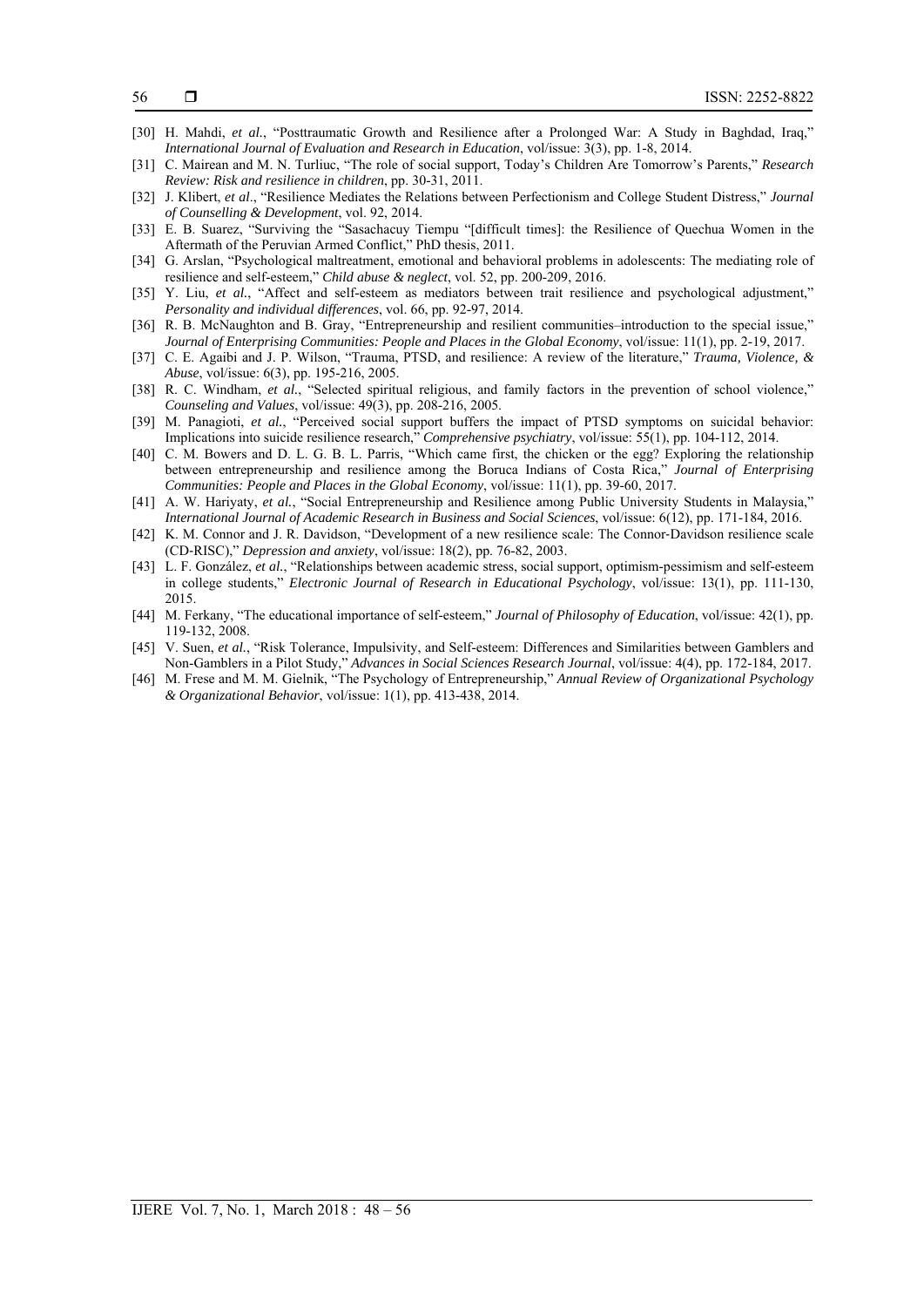[30] H. Mahdi, *et al.*, "Posttraumatic Growth and Resilience after a Prolonged War: A Study in Baghdad, Iraq," *International Journal of Evaluation and Research in Education*, vol/issue: 3(3), pp. 1-8, 2014.

[31] C. Mairean and M. N. Turliuc, "The role of social support, Today's Children Are Tomorrow's Parents," *Research Review: Risk and resilience in children*, pp. 30-31, 2011.

[32] J. Klibert, *et al*., "Resilience Mediates the Relations between Perfectionism and College Student Distress," *Journal of Counselling & Development*, vol. 92, 2014.

[33] E. B. Suarez, "Surviving the "Sasachacuy Tiempu "[difficult times]: the Resilience of Quechua Women in the Aftermath of the Peruvian Armed Conflict," PhD thesis, 2011.

[34] G. Arslan, "Psychological maltreatment, emotional and behavioral problems in adolescents: The mediating role of resilience and self-esteem," *Child abuse & neglect*, vol. 52, pp. 200-209, 2016.

[35] Y. Liu, *et al.*, "Affect and self-esteem as mediators between trait resilience and psychological adjustment," *Personality and individual differences*, vol. 66, pp. 92-97, 2014.

[36] R. B. McNaughton and B. Gray, "Entrepreneurship and resilient communities–introduction to the special issue," *Journal of Enterprising Communities: People and Places in the Global Economy*, vol/issue: 11(1), pp. 2-19, 2017.

[37] C. E. Agaibi and J. P. Wilson, "Trauma, PTSD, and resilience: A review of the literature," *Trauma, Violence, & Abuse*, vol/issue: 6(3), pp. 195-216, 2005.

[38] R. C. Windham, *et al.*, "Selected spiritual religious, and family factors in the prevention of school violence," *Counseling and Values*, vol/issue: 49(3), pp. 208-216, 2005.

[39] M. Panagioti, *et al.*, "Perceived social support buffers the impact of PTSD symptoms on suicidal behavior: Implications into suicide resilience research," *Comprehensive psychiatry*, vol/issue: 55(1), pp. 104-112, 2014.

[40] C. M. Bowers and D. L. G. B. L. Parris, "Which came first, the chicken or the egg? Exploring the relationship between entrepreneurship and resilience among the Boruca Indians of Costa Rica," *Journal of Enterprising Communities: People and Places in the Global Economy*, vol/issue: 11(1), pp. 39-60, 2017.

[41] A. W. Hariyaty, *et al.*, "Social Entrepreneurship and Resilience among Public University Students in Malaysia," *International Journal of Academic Research in Business and Social Sciences*, vol/issue: 6(12), pp. 171-184, 2016.

[42] K. M. Connor and J. R. Davidson, "Development of a new resilience scale: The Connor-Davidson resilience scale (CD-RISC)," *Depression and anxiety*, vol/issue: 18(2), pp. 76-82, 2003.

[43] L. F. González, *et al.*, "Relationships between academic stress, social support, optimism-pessimism and self-esteem in college students," *Electronic Journal of Research in Educational Psychology*, vol/issue: 13(1), pp. 111-130, 2015.

[44] M. Ferkany, "The educational importance of self-esteem," *Journal of Philosophy of Education*, vol/issue: 42(1), pp. 119-132, 2008.

[45] V. Suen, *et al.*, "Risk Tolerance, Impulsivity, and Self-esteem: Differences and Similarities between Gamblers and Non-Gamblers in a Pilot Study," *Advances in Social Sciences Research Journal*, vol/issue: 4(4), pp. 172-184, 2017.

[46] M. Frese and M. M. Gielnik, "The Psychology of Entrepreneurship," *Annual Review of Organizational Psychology & Organizational Behavior*, vol/issue: 1(1), pp. 413-438, 2014.